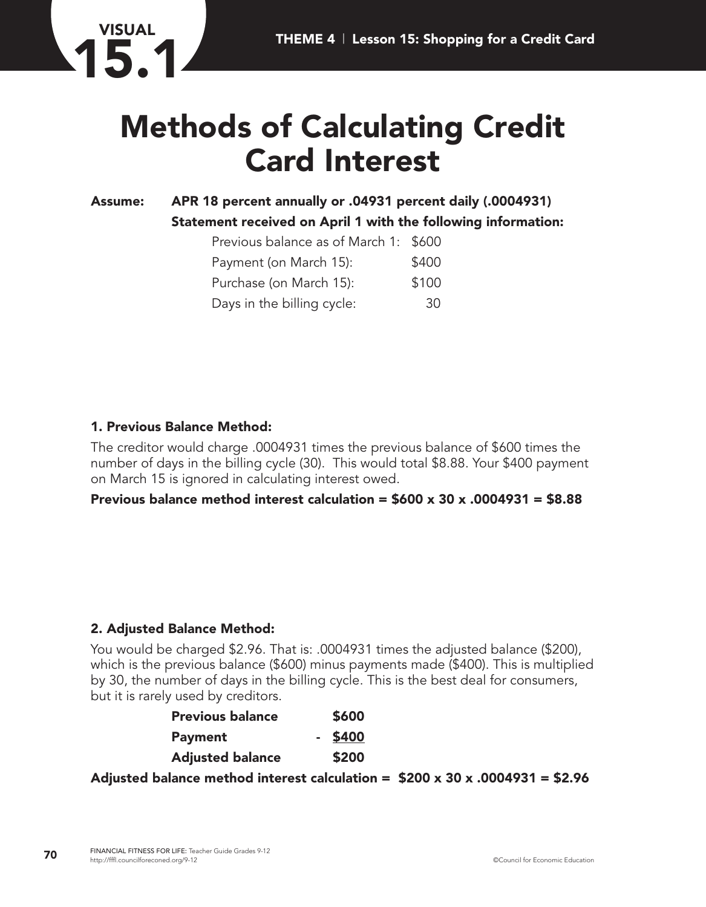VISUAL 15.1

# Methods of Calculating Credit Card Interest

**Assume: APR 18 percent annually or .04931 percent daily (.0004931)**

**Statement received on April 1 with the following information:**

| | |
|---|---|
| Previous balance as of March 1: | $600 |
| Payment (on March 15): | $400 |
| Purchase (on March 15): | $100 |
| Days in the billing cycle: | 30 |

### 1. Previous Balance Method:

The creditor would charge .0004931 times the previous balance of $600 times the number of days in the billing cycle (30). This would total $8.88. Your $400 payment on March 15 is ignored in calculating interest owed.

**Previous balance method interest calculation = $600 x 30 x .0004931 = $8.88**

### 2. Adjusted Balance Method:

You would be charged $2.96. That is: .0004931 times the adjusted balance ($200), which is the previous balance ($600) minus payments made ($400). This is multiplied by 30, the number of days in the billing cycle. This is the best deal for consumers, but it is rarely used by creditors.

| | | |
|---|---|---|
| **Previous balance** | | **$600** |
| **Payment** | **-** | **$400** |
| **Adjusted balance** | | **$200** |

**Adjusted balance method interest calculation = $200 x 30 x .0004931 = $2.96**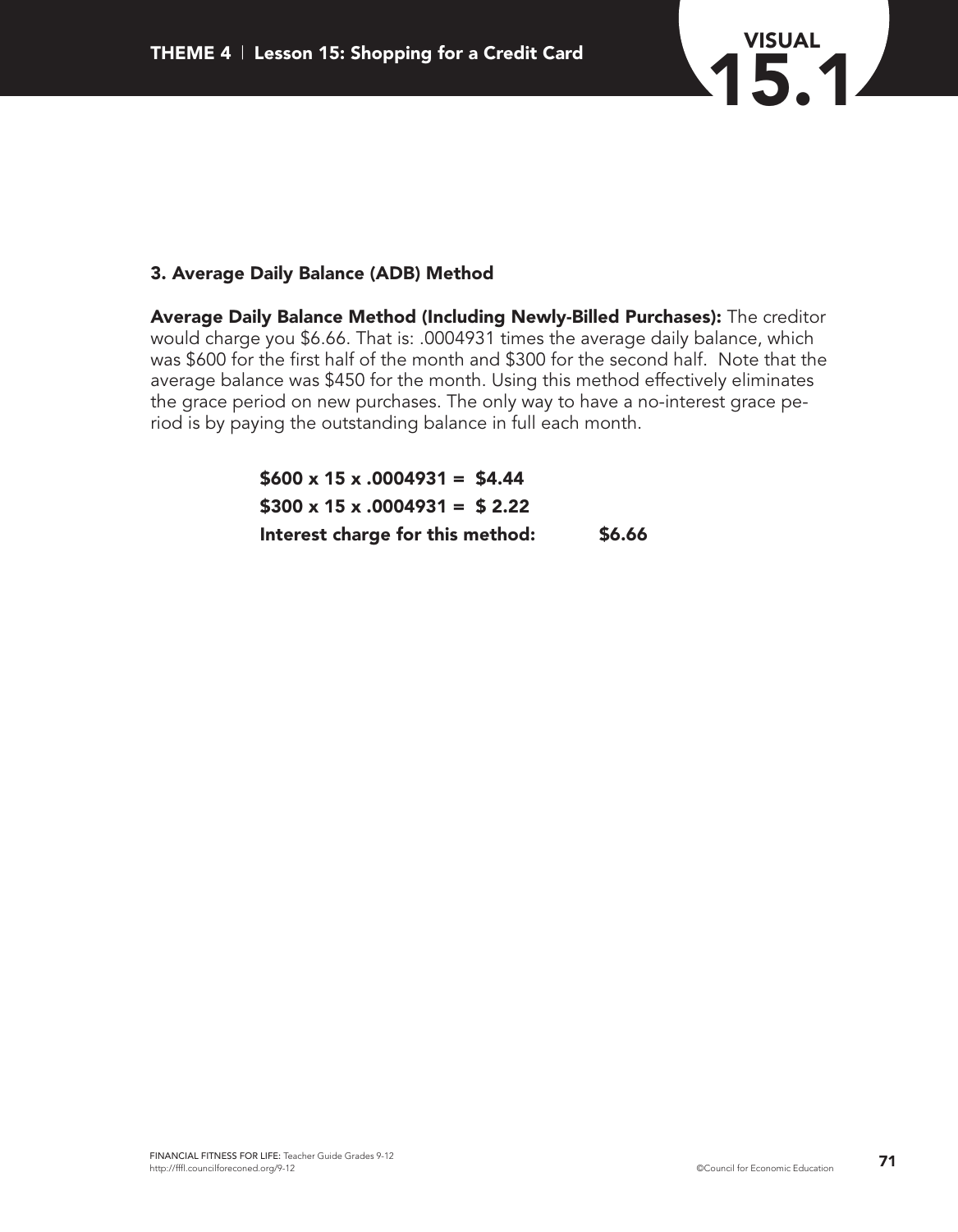### 3. Average Daily Balance (ADB) Method

**Average Daily Balance Method (Including Newly-Billed Purchases):** The creditor would charge you $6.66. That is: .0004931 times the average daily balance, which was $600 for the first half of the month and $300 for the second half. Note that the average balance was $450 for the month. Using this method effectively eliminates the grace period on new purchases. The only way to have a no-interest grace period is by paying the outstanding balance in full each month.

**$600 x 15 x .0004931 = $4.44**
**$300 x 15 x .0004931 = $ 2.22**
**Interest charge for this method: $6.66**